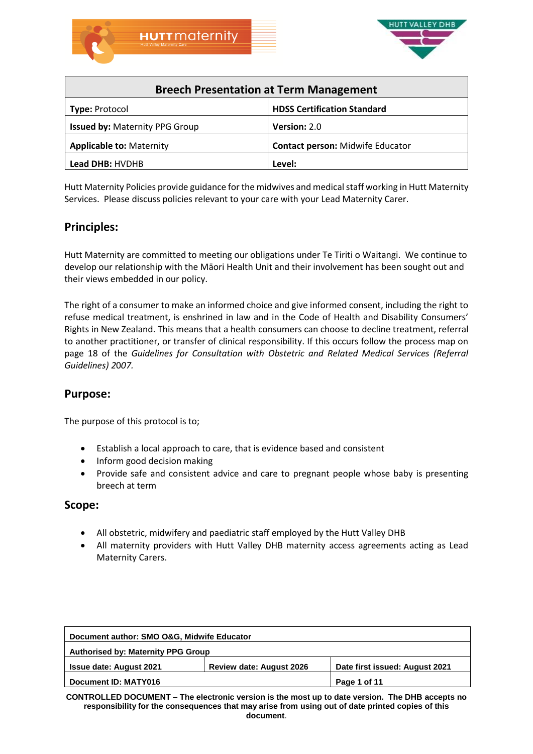| Breech Presentation at Term Management | |
|---|---|
| **Type:** Protocol | **HDSS Certification Standard** |
| **Issued by:** Maternity PPG Group | **Version:** 2.0 |
| **Applicable to:** Maternity | **Contact person:** Midwife Educator |
| **Lead DHB:** HVDHB | **Level:** |

Hutt Maternity Policies provide guidance for the midwives and medical staff working in Hutt Maternity Services. Please discuss policies relevant to your care with your Lead Maternity Carer.

## Principles:

Hutt Maternity are committed to meeting our obligations under Te Tiriti o Waitangi. We continue to develop our relationship with the Māori Health Unit and their involvement has been sought out and their views embedded in our policy.

The right of a consumer to make an informed choice and give informed consent, including the right to refuse medical treatment, is enshrined in law and in the Code of Health and Disability Consumers' Rights in New Zealand. This means that a health consumers can choose to decline treatment, referral to another practitioner, or transfer of clinical responsibility. If this occurs follow the process map on page 18 of the *Guidelines for Consultation with Obstetric and Related Medical Services (Referral Guidelines) 2007.*

## Purpose:

The purpose of this protocol is to;

- Establish a local approach to care, that is evidence based and consistent
- Inform good decision making
- Provide safe and consistent advice and care to pregnant people whose baby is presenting breech at term

## Scope:

- All obstetric, midwifery and paediatric staff employed by the Hutt Valley DHB
- All maternity providers with Hutt Valley DHB maternity access agreements acting as Lead Maternity Carers.

| **Document author: SMO O&G, Midwife Educator** | | |
|---|---|---|
| **Authorised by: Maternity PPG Group** | | |
| **Issue date: August 2021** | **Review date: August 2026** | **Date first issued: August 2021** |
| **Document ID: MATY016** | | |

**CONTROLLED DOCUMENT – The electronic version is the most up to date version. The DHB accepts no responsibility for the consequences that may arise from using out of date printed copies of this document.**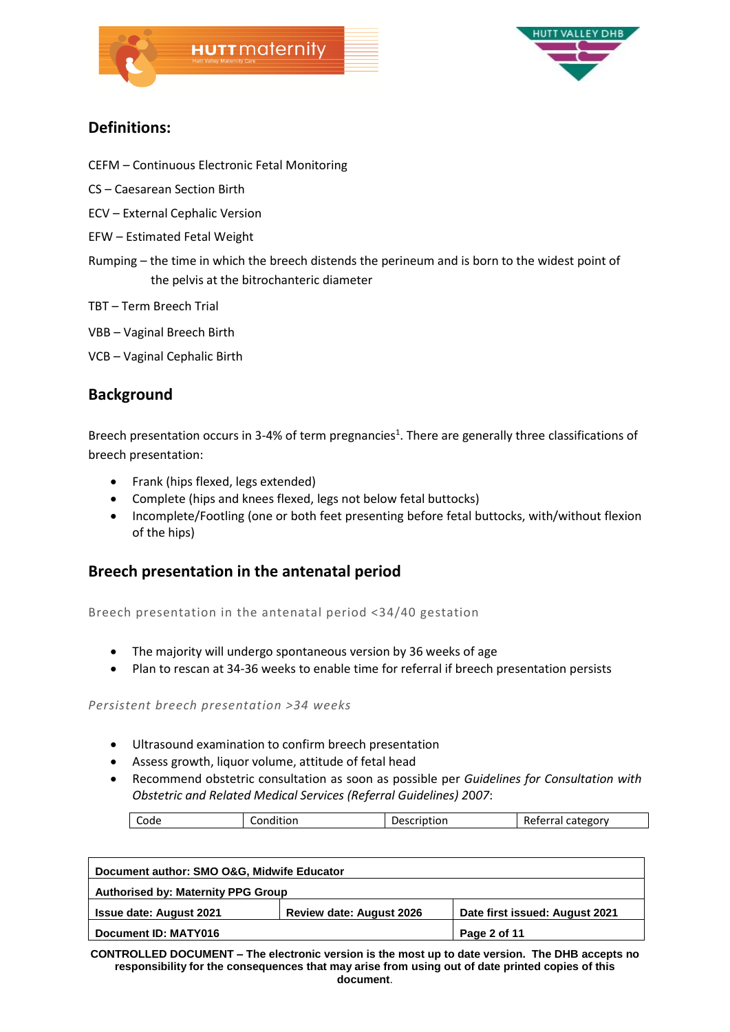## Definitions:

CEFM – Continuous Electronic Fetal Monitoring

CS – Caesarean Section Birth

ECV – External Cephalic Version

EFW – Estimated Fetal Weight

Rumping – the time in which the breech distends the perineum and is born to the widest point of the pelvis at the bitrochanteric diameter

TBT – Term Breech Trial

VBB – Vaginal Breech Birth

VCB – Vaginal Cephalic Birth

## Background

Breech presentation occurs in 3-4% of term pregnancies[1]. There are generally three classifications of breech presentation:

- Frank (hips flexed, legs extended)
- Complete (hips and knees flexed, legs not below fetal buttocks)
- Incomplete/Footling (one or both feet presenting before fetal buttocks, with/without flexion of the hips)

## Breech presentation in the antenatal period

### Breech presentation in the antenatal period <34/40 gestation

- The majority will undergo spontaneous version by 36 weeks of age
- Plan to rescan at 34-36 weeks to enable time for referral if breech presentation persists

### *Persistent breech presentation >34 weeks*

- Ultrasound examination to confirm breech presentation
- Assess growth, liquor volume, attitude of fetal head
- Recommend obstetric consultation as soon as possible per *Guidelines for Consultation with Obstetric and Related Medical Services (Referral Guidelines) 2007*:

| Code | Condition | Description | Referral category |
|---|---|---|---|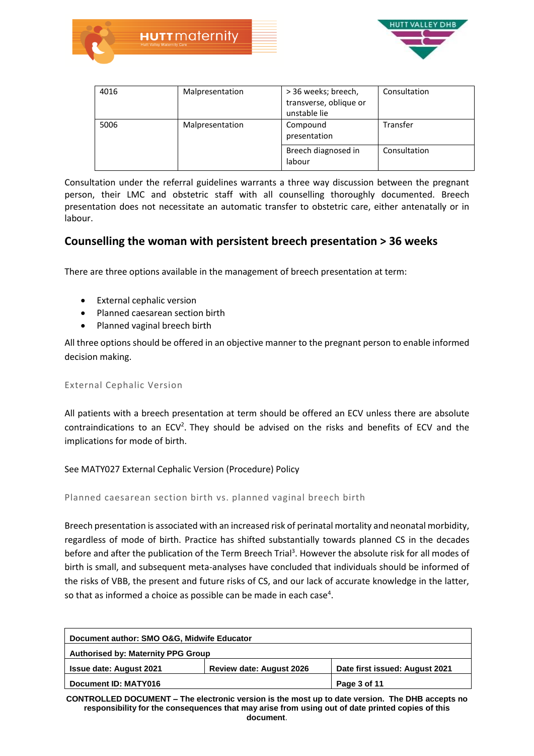| 4016 | Malpresentation | > 36 weeks; breech, transverse, oblique or unstable lie | Consultation |
|---|---|---|---|
| 5006 | Malpresentation | Compound presentation | Transfer |
| | | Breech diagnosed in labour | Consultation |

Consultation under the referral guidelines warrants a three way discussion between the pregnant person, their LMC and obstetric staff with all counselling thoroughly documented. Breech presentation does not necessitate an automatic transfer to obstetric care, either antenatally or in labour.

## Counselling the woman with persistent breech presentation > 36 weeks

There are three options available in the management of breech presentation at term:

- External cephalic version
- Planned caesarean section birth
- Planned vaginal breech birth

All three options should be offered in an objective manner to the pregnant person to enable informed decision making.

### External Cephalic Version

All patients with a breech presentation at term should be offered an ECV unless there are absolute contraindications to an ECV[2]. They should be advised on the risks and benefits of ECV and the implications for mode of birth.

See MATY027 External Cephalic Version (Procedure) Policy

### Planned caesarean section birth vs. planned vaginal breech birth

Breech presentation is associated with an increased risk of perinatal mortality and neonatal morbidity, regardless of mode of birth. Practice has shifted substantially towards planned CS in the decades before and after the publication of the Term Breech Trial[3]. However the absolute risk for all modes of birth is small, and subsequent meta-analyses have concluded that individuals should be informed of the risks of VBB, the present and future risks of CS, and our lack of accurate knowledge in the latter, so that as informed a choice as possible can be made in each case[4].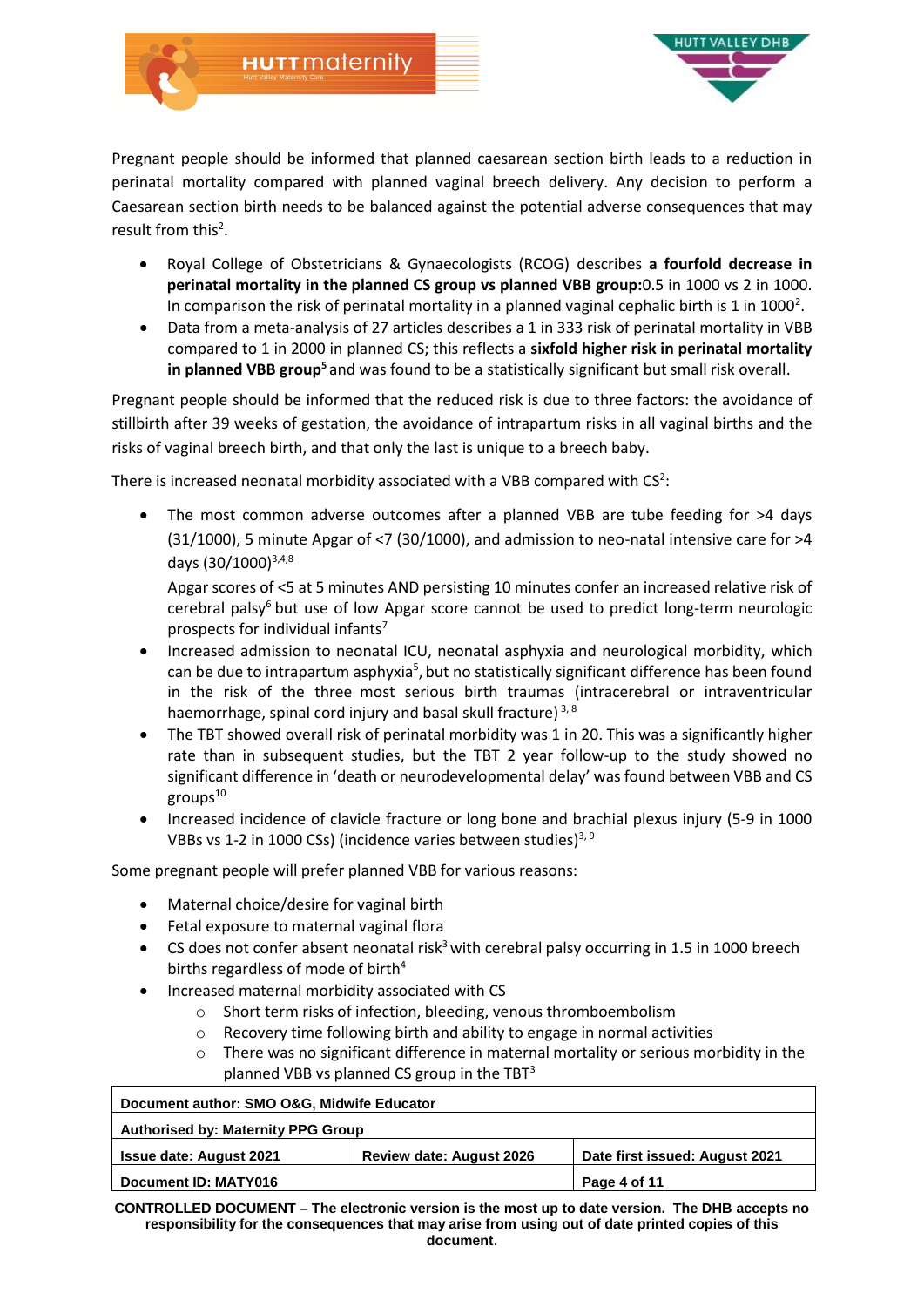Pregnant people should be informed that planned caesarean section birth leads to a reduction in perinatal mortality compared with planned vaginal breech delivery. Any decision to perform a Caesarean section birth needs to be balanced against the potential adverse consequences that may result from this[2].

- Royal College of Obstetricians & Gynaecologists (RCOG) describes **a fourfold decrease in perinatal mortality in the planned CS group vs planned VBB group:**0.5 in 1000 vs 2 in 1000. In comparison the risk of perinatal mortality in a planned vaginal cephalic birth is 1 in 1000[2].
- Data from a meta-analysis of 27 articles describes a 1 in 333 risk of perinatal mortality in VBB compared to 1 in 2000 in planned CS; this reflects a **sixfold higher risk in perinatal mortality in planned VBB group[5]** and was found to be a statistically significant but small risk overall.

Pregnant people should be informed that the reduced risk is due to three factors: the avoidance of stillbirth after 39 weeks of gestation, the avoidance of intrapartum risks in all vaginal births and the risks of vaginal breech birth, and that only the last is unique to a breech baby.

There is increased neonatal morbidity associated with a VBB compared with CS[2]:

- The most common adverse outcomes after a planned VBB are tube feeding for >4 days (31/1000), 5 minute Apgar of <7 (30/1000), and admission to neo-natal intensive care for >4 days (30/1000)[3,4,8]

  Apgar scores of <5 at 5 minutes AND persisting 10 minutes confer an increased relative risk of cerebral palsy[6] but use of low Apgar score cannot be used to predict long-term neurologic prospects for individual infants[7]
- Increased admission to neonatal ICU, neonatal asphyxia and neurological morbidity, which can be due to intrapartum asphyxia[5], but no statistically significant difference has been found in the risk of the three most serious birth traumas (intracerebral or intraventricular haemorrhage, spinal cord injury and basal skull fracture) [3, 8]
- The TBT showed overall risk of perinatal morbidity was 1 in 20. This was a significantly higher rate than in subsequent studies, but the TBT 2 year follow-up to the study showed no significant difference in 'death or neurodevelopmental delay' was found between VBB and CS groups[10]
- Increased incidence of clavicle fracture or long bone and brachial plexus injury (5-9 in 1000 VBBs vs 1-2 in 1000 CSs) (incidence varies between studies)[3, 9]

Some pregnant people will prefer planned VBB for various reasons:

- Maternal choice/desire for vaginal birth
- Fetal exposure to maternal vaginal flora
- CS does not confer absent neonatal risk[3] with cerebral palsy occurring in 1.5 in 1000 breech births regardless of mode of birth[4]
- Increased maternal morbidity associated with CS
  - Short term risks of infection, bleeding, venous thromboembolism
  - Recovery time following birth and ability to engage in normal activities
  - There was no significant difference in maternal mortality or serious morbidity in the planned VBB vs planned CS group in the TBT[3]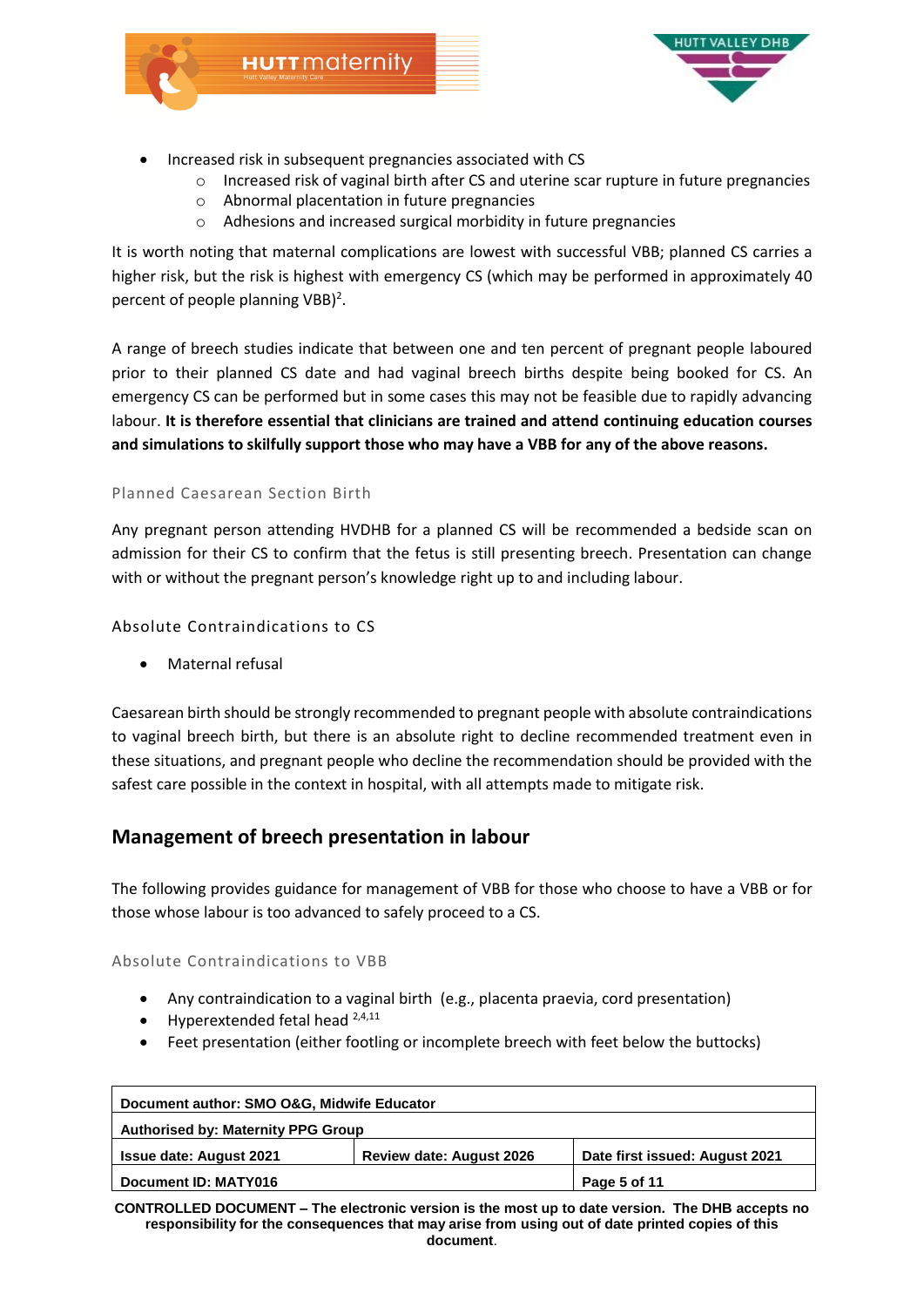- Increased risk in subsequent pregnancies associated with CS
    - Increased risk of vaginal birth after CS and uterine scar rupture in future pregnancies
    - Abnormal placentation in future pregnancies
    - Adhesions and increased surgical morbidity in future pregnancies

It is worth noting that maternal complications are lowest with successful VBB; planned CS carries a higher risk, but the risk is highest with emergency CS (which may be performed in approximately 40 percent of people planning VBB)[2].

A range of breech studies indicate that between one and ten percent of pregnant people laboured prior to their planned CS date and had vaginal breech births despite being booked for CS. An emergency CS can be performed but in some cases this may not be feasible due to rapidly advancing labour. **It is therefore essential that clinicians are trained and attend continuing education courses and simulations to skilfully support those who may have a VBB for any of the above reasons.**

### Planned Caesarean Section Birth

Any pregnant person attending HVDHB for a planned CS will be recommended a bedside scan on admission for their CS to confirm that the fetus is still presenting breech. Presentation can change with or without the pregnant person's knowledge right up to and including labour.

### Absolute Contraindications to CS

- Maternal refusal

Caesarean birth should be strongly recommended to pregnant people with absolute contraindications to vaginal breech birth, but there is an absolute right to decline recommended treatment even in these situations, and pregnant people who decline the recommendation should be provided with the safest care possible in the context in hospital, with all attempts made to mitigate risk.

## Management of breech presentation in labour

The following provides guidance for management of VBB for those who choose to have a VBB or for those whose labour is too advanced to safely proceed to a CS.

### Absolute Contraindications to VBB

- Any contraindication to a vaginal birth (e.g., placenta praevia, cord presentation)
- Hyperextended fetal head [2,4,11]
- Feet presentation (either footling or incomplete breech with feet below the buttocks)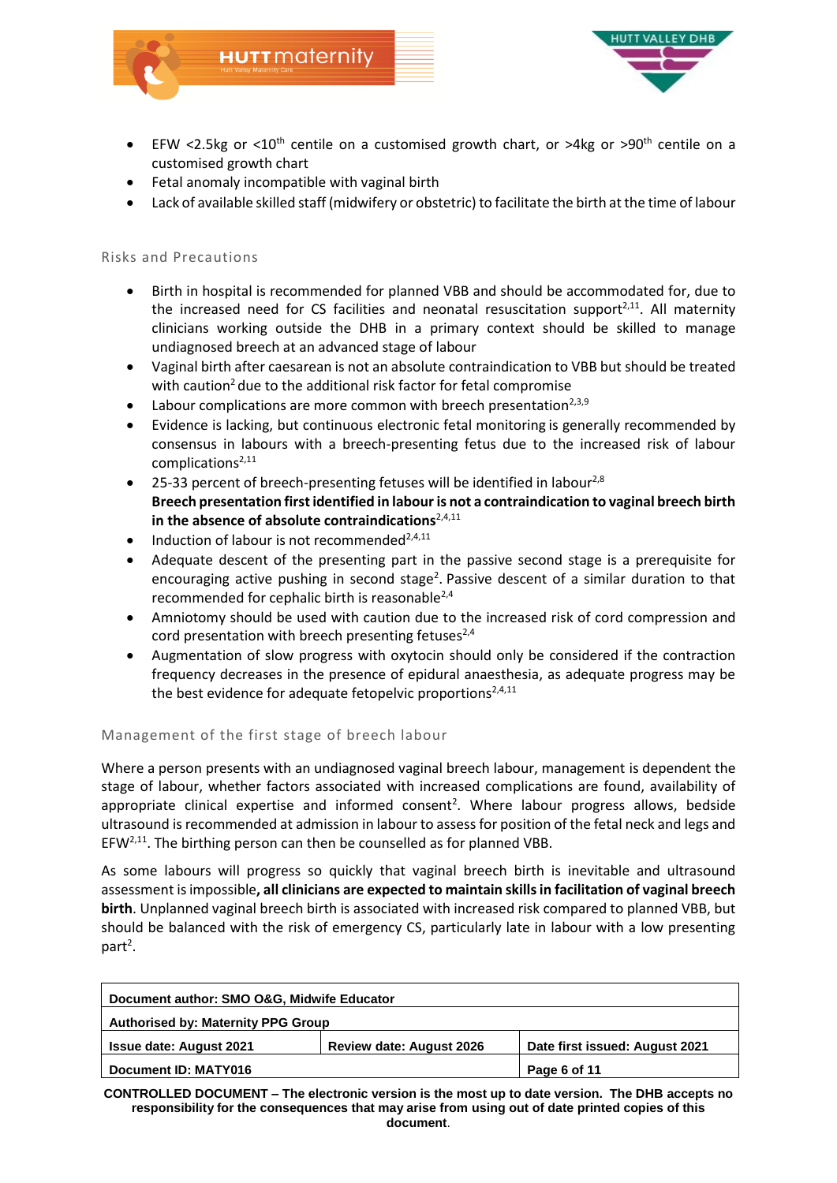- EFW <2.5kg or <10th centile on a customised growth chart, or >4kg or >90th centile on a customised growth chart
- Fetal anomaly incompatible with vaginal birth
- Lack of available skilled staff (midwifery or obstetric) to facilitate the birth at the time of labour

### Risks and Precautions

- Birth in hospital is recommended for planned VBB and should be accommodated for, due to the increased need for CS facilities and neonatal resuscitation support[2,11]. All maternity clinicians working outside the DHB in a primary context should be skilled to manage undiagnosed breech at an advanced stage of labour
- Vaginal birth after caesarean is not an absolute contraindication to VBB but should be treated with caution[2] due to the additional risk factor for fetal compromise
- Labour complications are more common with breech presentation[2,3,9]
- Evidence is lacking, but continuous electronic fetal monitoring is generally recommended by consensus in labours with a breech-presenting fetus due to the increased risk of labour complications[2,11]
- 25-33 percent of breech-presenting fetuses will be identified in labour[2,8]
  **Breech presentation first identified in labour is not a contraindication to vaginal breech birth in the absence of absolute contraindications**[2,4,11]
- Induction of labour is not recommended[2,4,11]
- Adequate descent of the presenting part in the passive second stage is a prerequisite for encouraging active pushing in second stage[2]. Passive descent of a similar duration to that recommended for cephalic birth is reasonable[2,4]
- Amniotomy should be used with caution due to the increased risk of cord compression and cord presentation with breech presenting fetuses[2,4]
- Augmentation of slow progress with oxytocin should only be considered if the contraction frequency decreases in the presence of epidural anaesthesia, as adequate progress may be the best evidence for adequate fetopelvic proportions[2,4,11]

### Management of the first stage of breech labour

Where a person presents with an undiagnosed vaginal breech labour, management is dependent the stage of labour, whether factors associated with increased complications are found, availability of appropriate clinical expertise and informed consent[2]. Where labour progress allows, bedside ultrasound is recommended at admission in labour to assess for position of the fetal neck and legs and EFW[2,11]. The birthing person can then be counselled as for planned VBB.

As some labours will progress so quickly that vaginal breech birth is inevitable and ultrasound assessment is impossible**, all clinicians are expected to maintain skills in facilitation of vaginal breech birth**. Unplanned vaginal breech birth is associated with increased risk compared to planned VBB, but should be balanced with the risk of emergency CS, particularly late in labour with a low presenting part[2].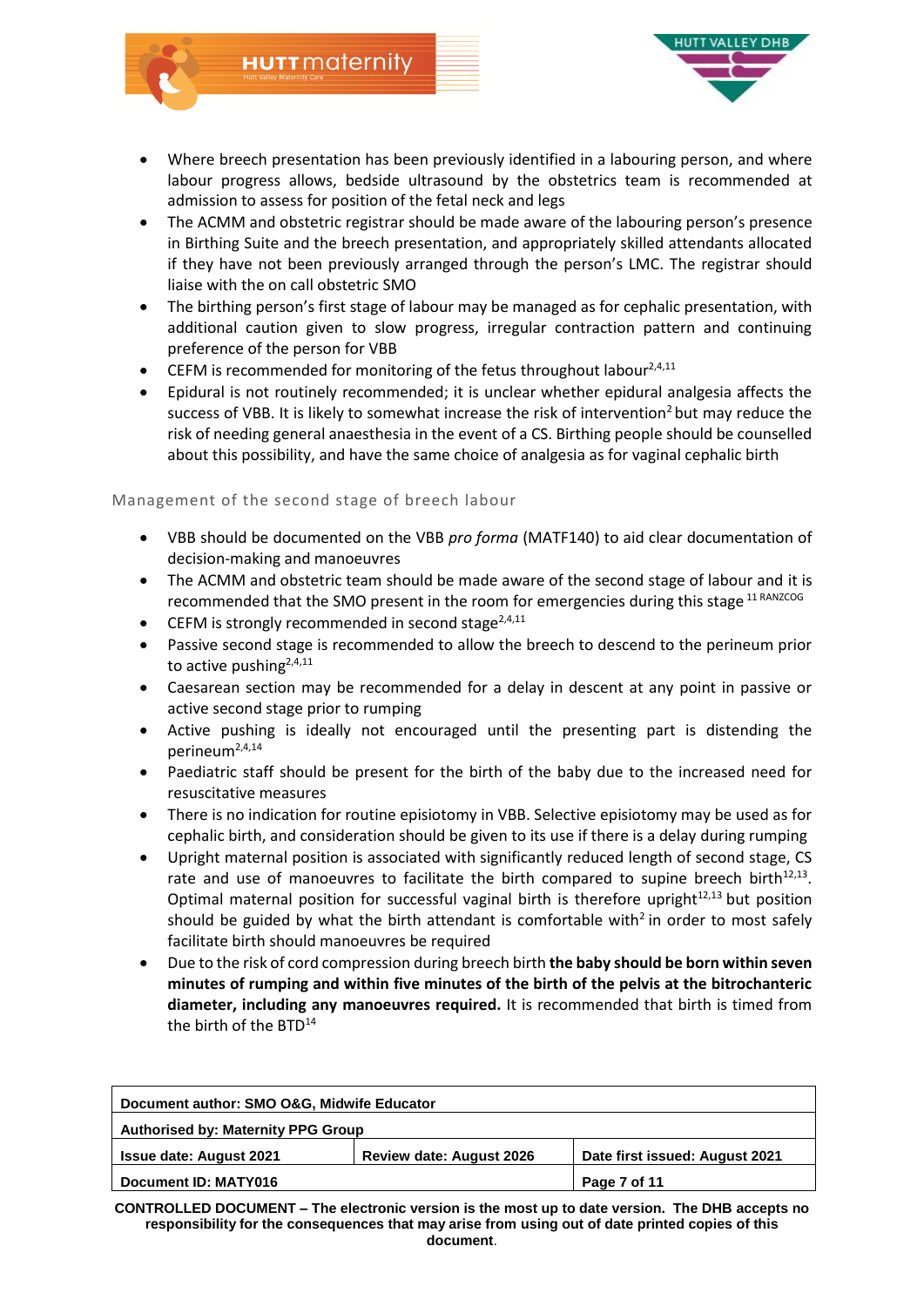- Where breech presentation has been previously identified in a labouring person, and where labour progress allows, bedside ultrasound by the obstetrics team is recommended at admission to assess for position of the fetal neck and legs
- The ACMM and obstetric registrar should be made aware of the labouring person's presence in Birthing Suite and the breech presentation, and appropriately skilled attendants allocated if they have not been previously arranged through the person's LMC. The registrar should liaise with the on call obstetric SMO
- The birthing person's first stage of labour may be managed as for cephalic presentation, with additional caution given to slow progress, irregular contraction pattern and continuing preference of the person for VBB
- CEFM is recommended for monitoring of the fetus throughout labour[2,4,11]
- Epidural is not routinely recommended; it is unclear whether epidural analgesia affects the success of VBB. It is likely to somewhat increase the risk of intervention[2] but may reduce the risk of needing general anaesthesia in the event of a CS. Birthing people should be counselled about this possibility, and have the same choice of analgesia as for vaginal cephalic birth

## Management of the second stage of breech labour

- VBB should be documented on the VBB *pro forma* (MATF140) to aid clear documentation of decision-making and manoeuvres
- The ACMM and obstetric team should be made aware of the second stage of labour and it is recommended that the SMO present in the room for emergencies during this stage [11 RANZCOG]
- CEFM is strongly recommended in second stage[2,4,11]
- Passive second stage is recommended to allow the breech to descend to the perineum prior to active pushing[2,4,11]
- Caesarean section may be recommended for a delay in descent at any point in passive or active second stage prior to rumping
- Active pushing is ideally not encouraged until the presenting part is distending the perineum[2,4,14]
- Paediatric staff should be present for the birth of the baby due to the increased need for resuscitative measures
- There is no indication for routine episiotomy in VBB. Selective episiotomy may be used as for cephalic birth, and consideration should be given to its use if there is a delay during rumping
- Upright maternal position is associated with significantly reduced length of second stage, CS rate and use of manoeuvres to facilitate the birth compared to supine breech birth[12,13]. Optimal maternal position for successful vaginal birth is therefore upright[12,13] but position should be guided by what the birth attendant is comfortable with[2] in order to most safely facilitate birth should manoeuvres be required
- Due to the risk of cord compression during breech birth **the baby should be born within seven minutes of rumping and within five minutes of the birth of the pelvis at the bitrochanteric diameter, including any manoeuvres required.** It is recommended that birth is timed from the birth of the BTD[14]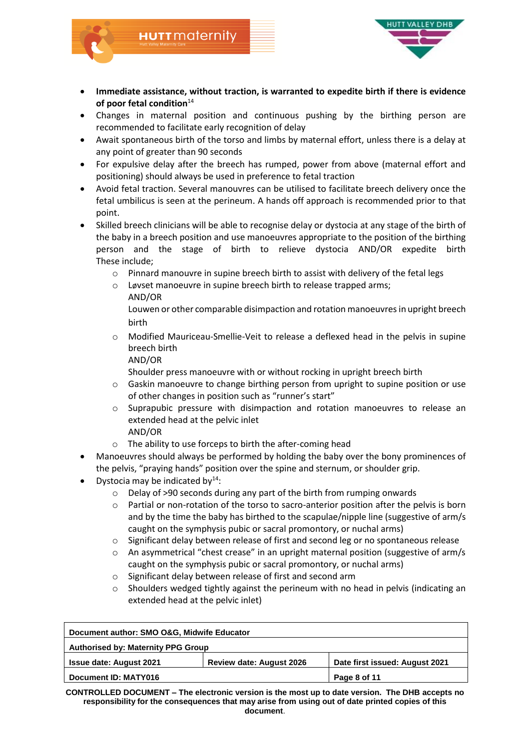- **Immediate assistance, without traction, is warranted to expedite birth if there is evidence of poor fetal condition**[14]
- Changes in maternal position and continuous pushing by the birthing person are recommended to facilitate early recognition of delay
- Await spontaneous birth of the torso and limbs by maternal effort, unless there is a delay at any point of greater than 90 seconds
- For expulsive delay after the breech has rumped, power from above (maternal effort and positioning) should always be used in preference to fetal traction
- Avoid fetal traction. Several manouvres can be utilised to facilitate breech delivery once the fetal umbilicus is seen at the perineum. A hands off approach is recommended prior to that point.
- Skilled breech clinicians will be able to recognise delay or dystocia at any stage of the birth of the baby in a breech position and use manoeuvres appropriate to the position of the birthing person and the stage of birth to relieve dystocia AND/OR expedite birth These include;
    - Pinnard manouvre in supine breech birth to assist with delivery of the fetal legs
    - Løvset manoeuvre in supine breech birth to release trapped arms;
      AND/OR
      Louwen or other comparable disimpaction and rotation manoeuvres in upright breech birth
    - Modified Mauriceau-Smellie-Veit to release a deflexed head in the pelvis in supine breech birth
      AND/OR
      Shoulder press manoeuvre with or without rocking in upright breech birth
    - Gaskin manoeuvre to change birthing person from upright to supine position or use of other changes in position such as "runner's start"
    - Suprapubic pressure with disimpaction and rotation manoeuvres to release an extended head at the pelvic inlet
      AND/OR
    - The ability to use forceps to birth the after-coming head
- Manoeuvres should always be performed by holding the baby over the bony prominences of the pelvis, "praying hands" position over the spine and sternum, or shoulder grip.
- Dystocia may be indicated by[14]:
    - Delay of >90 seconds during any part of the birth from rumping onwards
    - Partial or non-rotation of the torso to sacro-anterior position after the pelvis is born and by the time the baby has birthed to the scapulae/nipple line (suggestive of arm/s caught on the symphysis pubic or sacral promontory, or nuchal arms)
    - Significant delay between release of first and second leg or no spontaneous release
    - An asymmetrical "chest crease" in an upright maternal position (suggestive of arm/s caught on the symphysis pubic or sacral promontory, or nuchal arms)
    - Significant delay between release of first and second arm
    - Shoulders wedged tightly against the perineum with no head in pelvis (indicating an extended head at the pelvic inlet)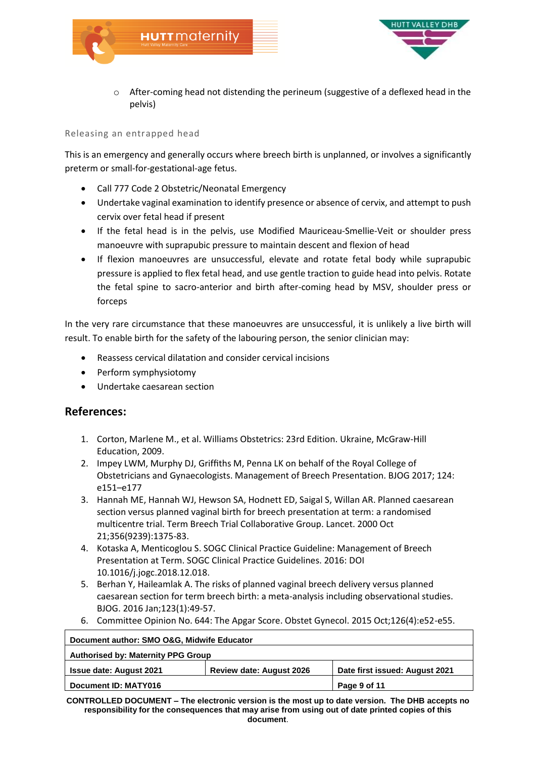- After-coming head not distending the perineum (suggestive of a deflexed head in the pelvis)

### Releasing an entrapped head

This is an emergency and generally occurs where breech birth is unplanned, or involves a significantly preterm or small-for-gestational-age fetus.

- Call 777 Code 2 Obstetric/Neonatal Emergency
- Undertake vaginal examination to identify presence or absence of cervix, and attempt to push cervix over fetal head if present
- If the fetal head is in the pelvis, use Modified Mauriceau-Smellie-Veit or shoulder press manoeuvre with suprapubic pressure to maintain descent and flexion of head
- If flexion manoeuvres are unsuccessful, elevate and rotate fetal body while suprapubic pressure is applied to flex fetal head, and use gentle traction to guide head into pelvis. Rotate the fetal spine to sacro-anterior and birth after-coming head by MSV, shoulder press or forceps

In the very rare circumstance that these manoeuvres are unsuccessful, it is unlikely a live birth will result. To enable birth for the safety of the labouring person, the senior clinician may:

- Reassess cervical dilatation and consider cervical incisions
- Perform symphysiotomy
- Undertake caesarean section

## References:

1. Corton, Marlene M., et al. Williams Obstetrics: 23rd Edition. Ukraine, McGraw-Hill Education, 2009.
2. Impey LWM, Murphy DJ, Griffiths M, Penna LK on behalf of the Royal College of Obstetricians and Gynaecologists. Management of Breech Presentation. BJOG 2017; 124: e151–e177
3. Hannah ME, Hannah WJ, Hewson SA, Hodnett ED, Saigal S, Willan AR. Planned caesarean section versus planned vaginal birth for breech presentation at term: a randomised multicentre trial. Term Breech Trial Collaborative Group. Lancet. 2000 Oct 21;356(9239):1375-83.
4. Kotaska A, Menticoglou S. SOGC Clinical Practice Guideline: Management of Breech Presentation at Term. SOGC Clinical Practice Guidelines. 2016: DOI 10.1016/j.jogc.2018.12.018.
5. Berhan Y, Haileamlak A. The risks of planned vaginal breech delivery versus planned caesarean section for term breech birth: a meta-analysis including observational studies. BJOG. 2016 Jan;123(1):49-57.
6. Committee Opinion No. 644: The Apgar Score. Obstet Gynecol. 2015 Oct;126(4):e52-e55.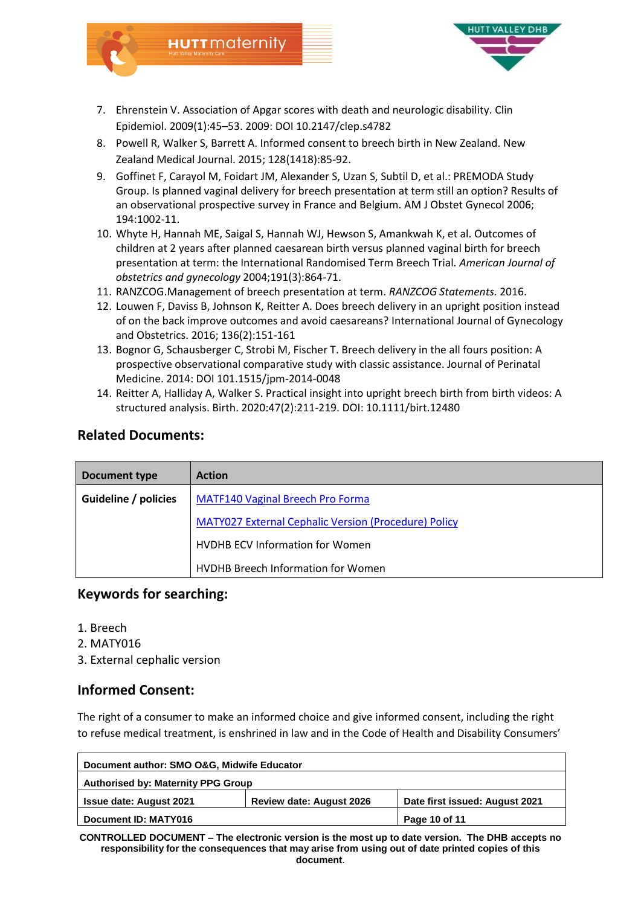7. Ehrenstein V. Association of Apgar scores with death and neurologic disability. Clin Epidemiol. 2009(1):45–53. 2009: DOI 10.2147/clep.s4782
8. Powell R, Walker S, Barrett A. Informed consent to breech birth in New Zealand. New Zealand Medical Journal. 2015; 128(1418):85-92.
9. Goffinet F, Carayol M, Foidart JM, Alexander S, Uzan S, Subtil D, et al.: PREMODA Study Group. Is planned vaginal delivery for breech presentation at term still an option? Results of an observational prospective survey in France and Belgium. AM J Obstet Gynecol 2006; 194:1002-11.
10. Whyte H, Hannah ME, Saigal S, Hannah WJ, Hewson S, Amankwah K, et al. Outcomes of children at 2 years after planned caesarean birth versus planned vaginal birth for breech presentation at term: the International Randomised Term Breech Trial. *American Journal of obstetrics and gynecology* 2004;191(3):864-71.
11. RANZCOG.Management of breech presentation at term. *RANZCOG Statements.* 2016.
12. Louwen F, Daviss B, Johnson K, Reitter A. Does breech delivery in an upright position instead of on the back improve outcomes and avoid caesareans? International Journal of Gynecology and Obstetrics. 2016; 136(2):151-161
13. Bognor G, Schausberger C, Strobi M, Fischer T. Breech delivery in the all fours position: A prospective observational comparative study with classic assistance. Journal of Perinatal Medicine. 2014: DOI 101.1515/jpm-2014-0048
14. Reitter A, Halliday A, Walker S. Practical insight into upright breech birth from birth videos: A structured analysis. Birth. 2020:47(2):211-219. DOI: 10.1111/birt.12480

## Related Documents:

| Document type | Action |
|---|---|
| **Guideline / policies** | MATF140 Vaginal Breech Pro Forma |
| | MATY027 External Cephalic Version (Procedure) Policy |
| | HVDHB ECV Information for Women |
| | HVDHB Breech Information for Women |

## Keywords for searching:

1. Breech
2. MATY016
3. External cephalic version

## Informed Consent:

The right of a consumer to make an informed choice and give informed consent, including the right to refuse medical treatment, is enshrined in law and in the Code of Health and Disability Consumers'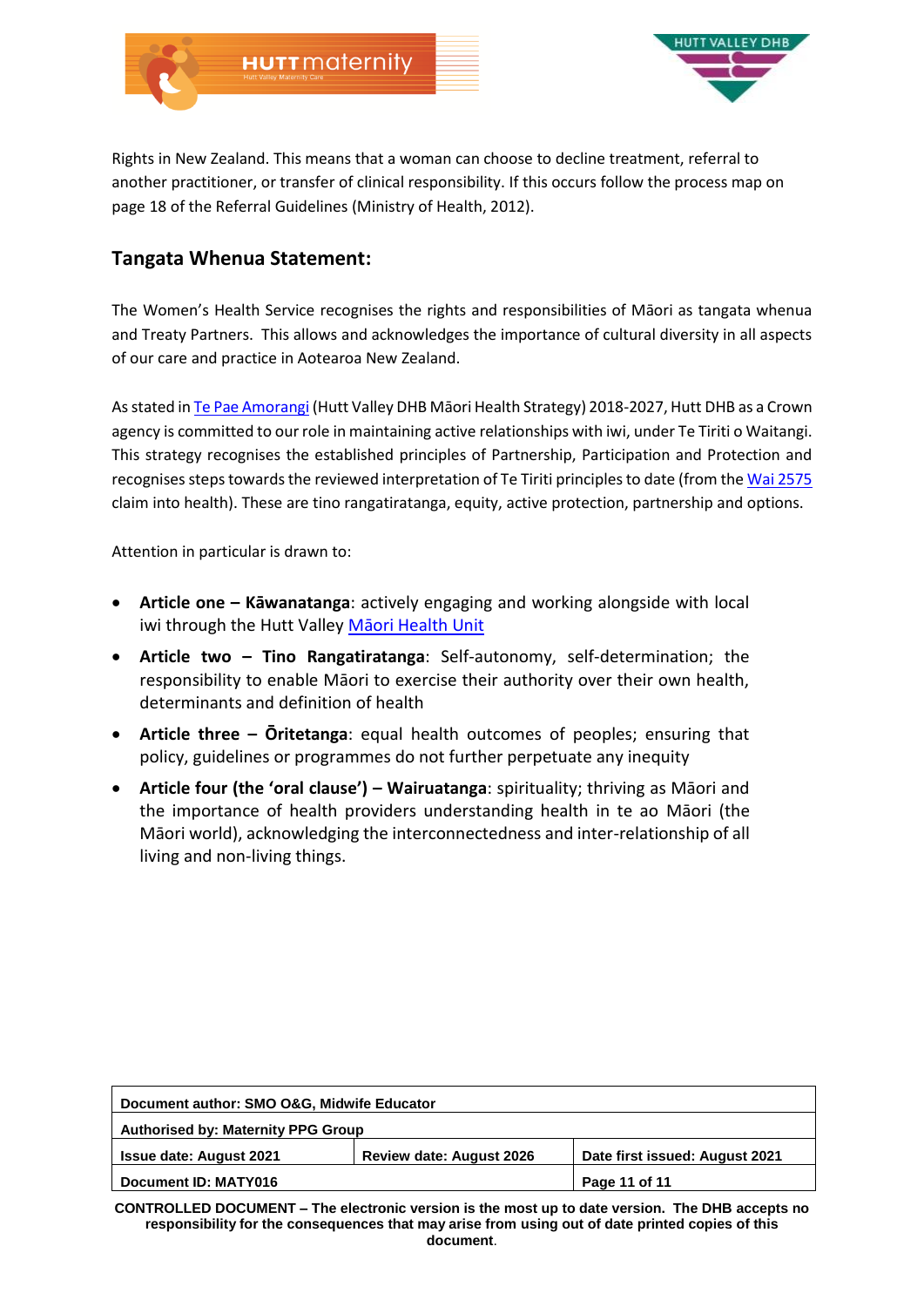Rights in New Zealand. This means that a woman can choose to decline treatment, referral to another practitioner, or transfer of clinical responsibility. If this occurs follow the process map on page 18 of the Referral Guidelines (Ministry of Health, 2012).

## Tangata Whenua Statement:

The Women's Health Service recognises the rights and responsibilities of Māori as tangata whenua and Treaty Partners. This allows and acknowledges the importance of cultural diversity in all aspects of our care and practice in Aotearoa New Zealand.

As stated in Te Pae Amorangi (Hutt Valley DHB Māori Health Strategy) 2018-2027, Hutt DHB as a Crown agency is committed to our role in maintaining active relationships with iwi, under Te Tiriti o Waitangi. This strategy recognises the established principles of Partnership, Participation and Protection and recognises steps towards the reviewed interpretation of Te Tiriti principles to date (from the Wai 2575 claim into health). These are tino rangatiratanga, equity, active protection, partnership and options.

Attention in particular is drawn to:

- **Article one – Kāwanatanga**: actively engaging and working alongside with local iwi through the Hutt Valley Māori Health Unit
- **Article two – Tino Rangatiratanga**: Self-autonomy, self-determination; the responsibility to enable Māori to exercise their authority over their own health, determinants and definition of health
- **Article three – Ōritetanga**: equal health outcomes of peoples; ensuring that policy, guidelines or programmes do not further perpetuate any inequity
- **Article four (the 'oral clause') – Wairuatanga**: spirituality; thriving as Māori and the importance of health providers understanding health in te ao Māori (the Māori world), acknowledging the interconnectedness and inter-relationship of all living and non-living things.

| | | |
|---|---|---|
| **Document author: SMO O&G, Midwife Educator** | | |
| **Authorised by: Maternity PPG Group** | | |
| **Issue date: August 2021** | **Review date: August 2026** | **Date first issued: August 2021** |
| **Document ID: MATY016** | | **Page 11 of 11** |

**CONTROLLED DOCUMENT – The electronic version is the most up to date version. The DHB accepts no responsibility for the consequences that may arise from using out of date printed copies of this document.**